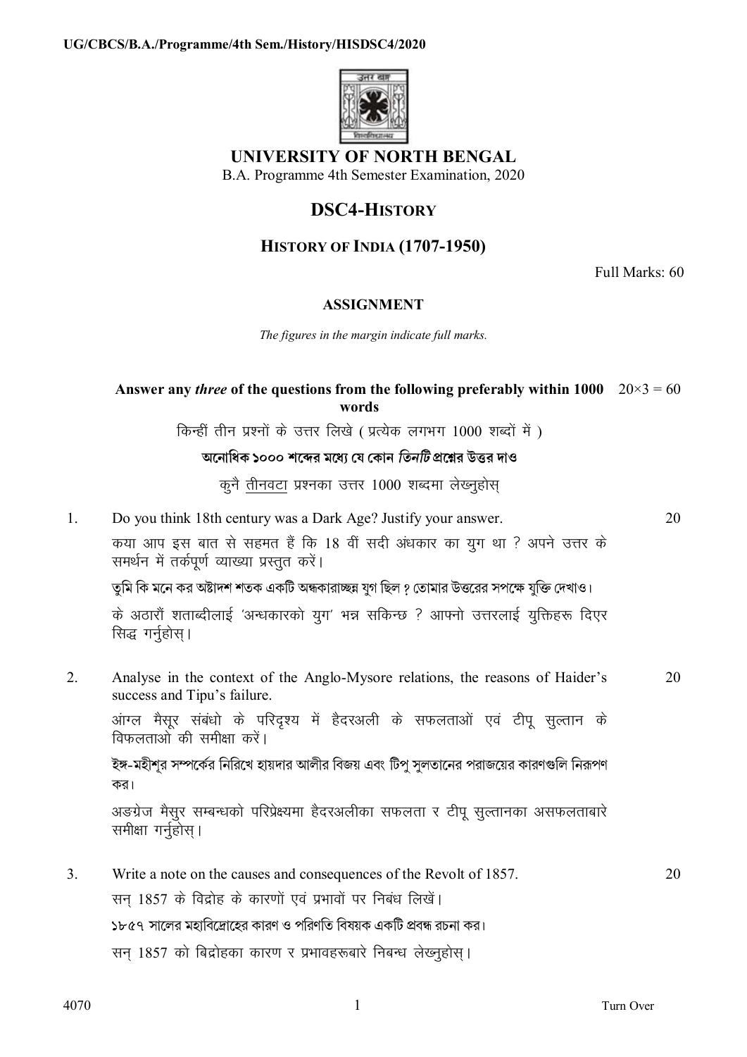UG/CBCS/B.A./Programme/4th Sem./History/HISDSC4/2020

# UNIVERSITY OF NORTH BENGAL

B.A. Programme 4th Semester Examination, 2020

## DSC4-HISTORY

## HISTORY OF INDIA (1707-1950)

Full Marks: 60

### ASSIGNMENT

*The figures in the margin indicate full marks.*

**Answer any *three* of the questions from the following preferably within 1000 words** $20\times3 = 60$

किन्हीं तीन प्रश्नों के उत्तर लिखे ( प्रत्येक लगभग 1000 शब्दों में )

**অনোধিক ১০০০ শব্দের মধ্যে যে কোন *তিনটি* প্রশ্নের উত্তর দাও**

कुनै तीनवटा प्रश्नका उत्तर 1000 शब्दमा लेख्नुहोस्

1. Do you think 18th century was a Dark Age? Justify your answer. 20

   कया आप इस बात से सहमत हैं कि 18 वीं सदी अंधकार का युग था ? अपने उत्तर के समर्थन में तर्कपूर्ण व्याख्या प्रस्तुत करें।

   তুমি কি মনে কর অষ্টাদশ শতক একটি অন্ধকারাচ্ছন্ন যুগ ছিল ? তোমার উত্তরের সপক্ষে যুক্তি দেখাও।

   के अठारौं शताब्दीलाई 'अन्धकारको युग' भन्न सकिन्छ ? आफ्नो उत्तरलाई युक्तिहरू दिएर सिद्ध गर्नुहोस्।

2. Analyse in the context of the Anglo-Mysore relations, the reasons of Haider's success and Tipu's failure. 20

   आंग्ल मैसूर संबंधो के परिदृश्य में हैदरअली के सफलताओं एवं टीपू सुल्तान के विफलताओ की समीक्षा करें।

   ইঙ্গ-মহীশূর সম্পর্কের নিরিখে হায়দার আলীর বিজয় এবং টিপু সুলতানের পরাজয়ের কারণগুলি নিরূপণ কর।

   अङग्रेज मैसुर सम्बन्धको परिप्रेक्ष्यमा हैदरअलीका सफलता र टीपू सुल्तानका असफलताबारे समीक्षा गर्नुहोस्।

3. Write a note on the causes and consequences of the Revolt of 1857. 20

   सन् 1857 के विद्रोह के कारणों एवं प्रभावों पर निबंध लिखें।

   ১৮৫৭ সালের মহাবিদ্রোহের কারণ ও পরিণতি বিষয়ক একটি প্রবন্ধ রচনা কর।

   सन् 1857 को बिद्रोहका कारण र प्रभावहरूबारे निबन्ध लेख्नुहोस्।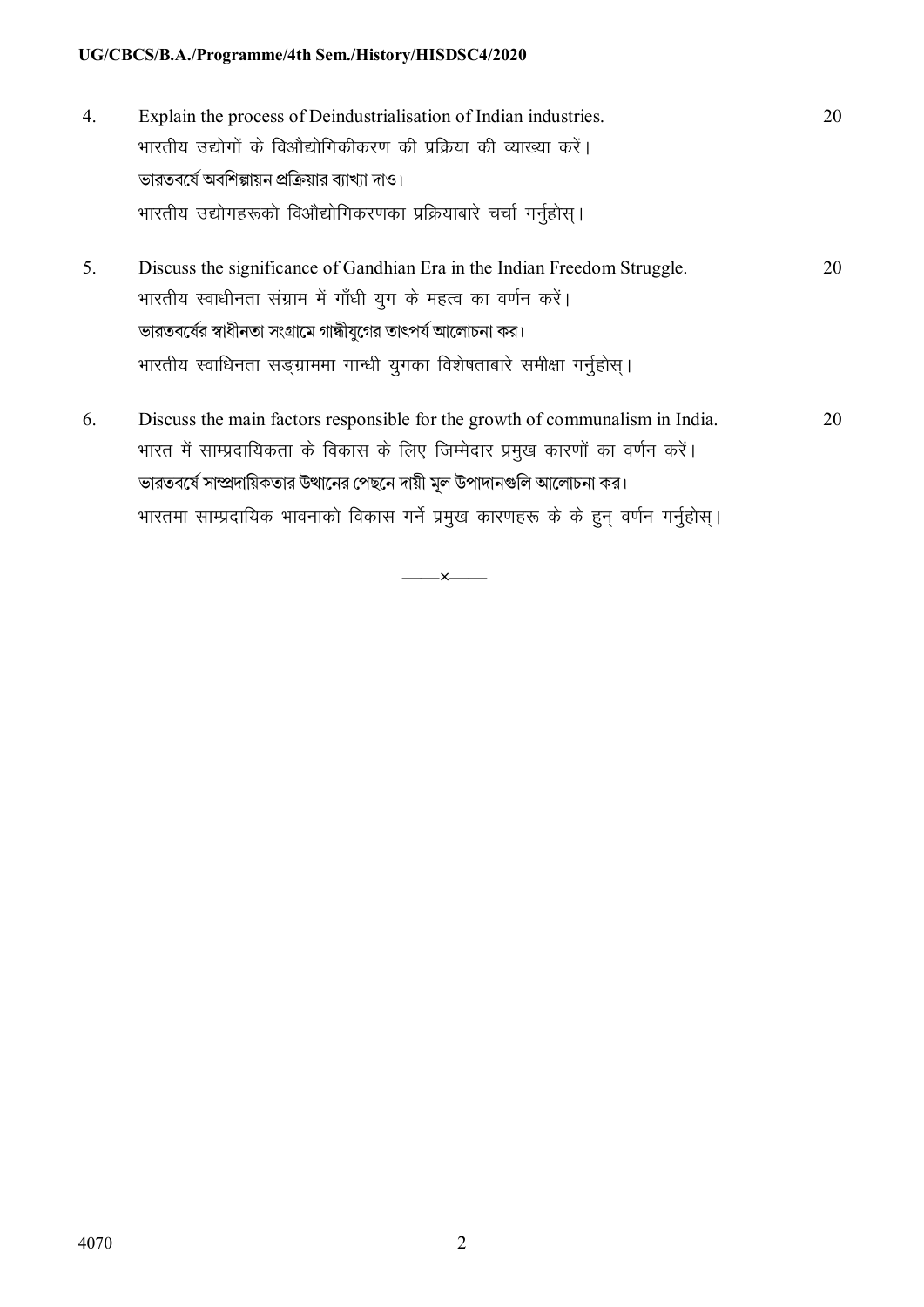4. Explain the process of Deindustrialisation of Indian industries. 20

   भारतीय उद्योगों के विऔद्योगिकीकरण की प्रक्रिया की व्याख्या करें।

   ভারতবর্ষে অবশিল্পায়ন প্রক্রিয়ার ব্যাখ্যা দাও।

   भारतीय उद्योगहरूको विऔद्योगिकरणका प्रक्रियाबारे चर्चा गर्नुहोस्।

5. Discuss the significance of Gandhian Era in the Indian Freedom Struggle. 20

   भारतीय स्वाधीनता संग्राम में गाँधी युग के महत्व का वर्णन करें।

   ভারতবর্ষের স্বাধীনতা সংগ্রামে গান্ধীযুগের তাৎপর্য আলোচনা কর।

   भारतीय स्वाधिनता सङ्ग्राममा गान्धी युगका विशेषताबारे समीक्षा गर्नुहोस्।

6. Discuss the main factors responsible for the growth of communalism in India. 20

   भारत में साम्प्रदायिकता के विकास के लिए जिम्मेदार प्रमुख कारणों का वर्णन करें।

   ভারতবর্ষে সাম্প্রদায়িকতার উত্থানের পেছনে দায়ী মূল উপাদানগুলি আলোচনা কর।

   भारतमा साम्प्रदायिक भावनाको विकास गर्ने प्रमुख कारणहरू के के हुन् वर्णन गर्नुहोस्।

———×———